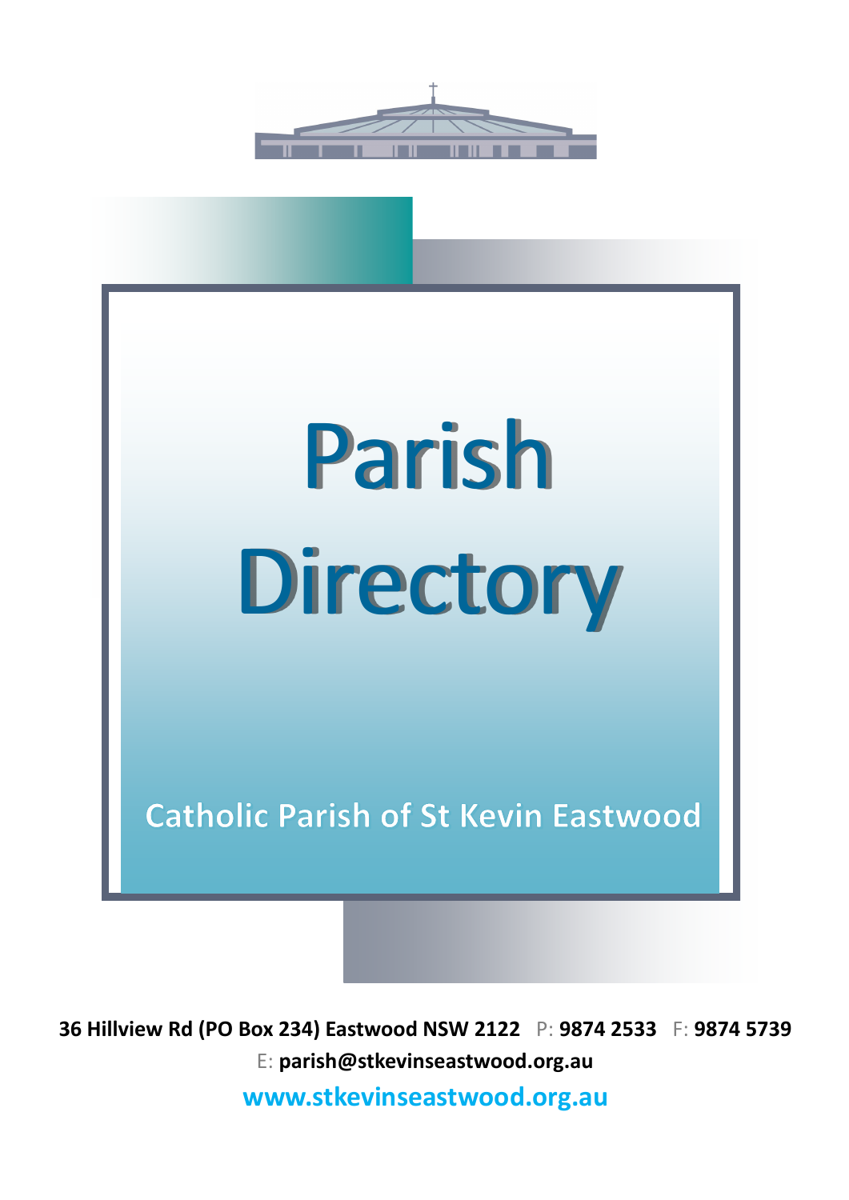# Parish Directory

## Catholic Parish of St Kevin Eastwood

**36 Hillview Rd (PO Box 234) Eastwood NSW 2122** P: **9874 2533** F: **9874 5739**

E: **parish@stkevinseastwood.org.au**

**www.stkevinseastwood.org.au**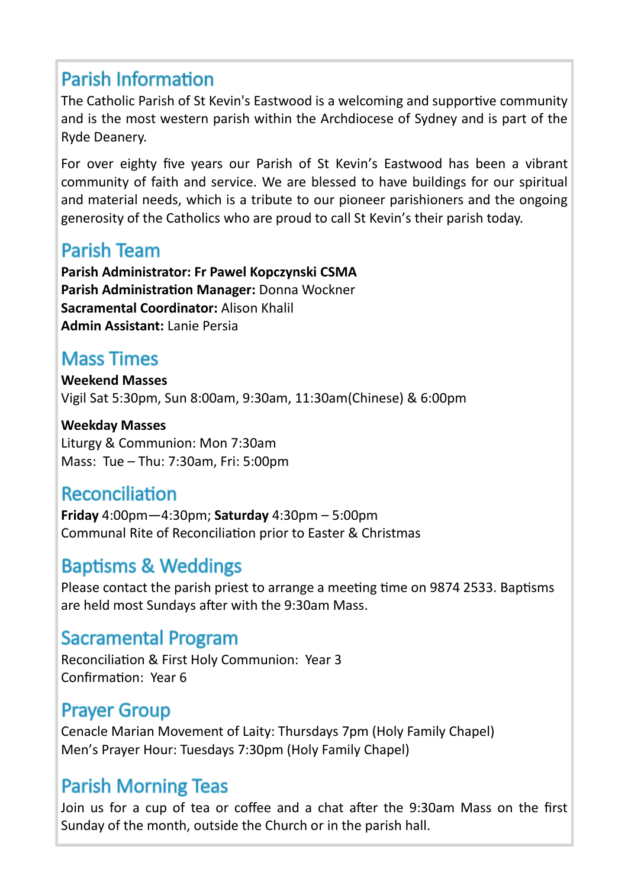## Parish Information

The Catholic Parish of St Kevin's Eastwood is a welcoming and supportive community and is the most western parish within the Archdiocese of Sydney and is part of the Ryde Deanery.

For over eighty five years our Parish of St Kevin's Eastwood has been a vibrant community of faith and service. We are blessed to have buildings for our spiritual and material needs, which is a tribute to our pioneer parishioners and the ongoing generosity of the Catholics who are proud to call St Kevin's their parish today.

## Parish Team

**Parish Administrator: Fr Pawel Kopczynski CSMA**
**Parish Administration Manager:** Donna Wockner
**Sacramental Coordinator:** Alison Khalil
**Admin Assistant:** Lanie Persia

## Mass Times

**Weekend Masses**
Vigil Sat 5:30pm, Sun 8:00am, 9:30am, 11:30am(Chinese) & 6:00pm

**Weekday Masses**
Liturgy & Communion: Mon 7:30am
Mass: Tue – Thu: 7:30am, Fri: 5:00pm

## Reconciliation

**Friday** 4:00pm—4:30pm; **Saturday** 4:30pm – 5:00pm
Communal Rite of Reconciliation prior to Easter & Christmas

## Baptisms & Weddings

Please contact the parish priest to arrange a meeting time on 9874 2533. Baptisms are held most Sundays after with the 9:30am Mass.

## Sacramental Program

Reconciliation & First Holy Communion: Year 3
Confirmation: Year 6

## Prayer Group

Cenacle Marian Movement of Laity: Thursdays 7pm (Holy Family Chapel)
Men's Prayer Hour: Tuesdays 7:30pm (Holy Family Chapel)

## Parish Morning Teas

Join us for a cup of tea or coffee and a chat after the 9:30am Mass on the first Sunday of the month, outside the Church or in the parish hall.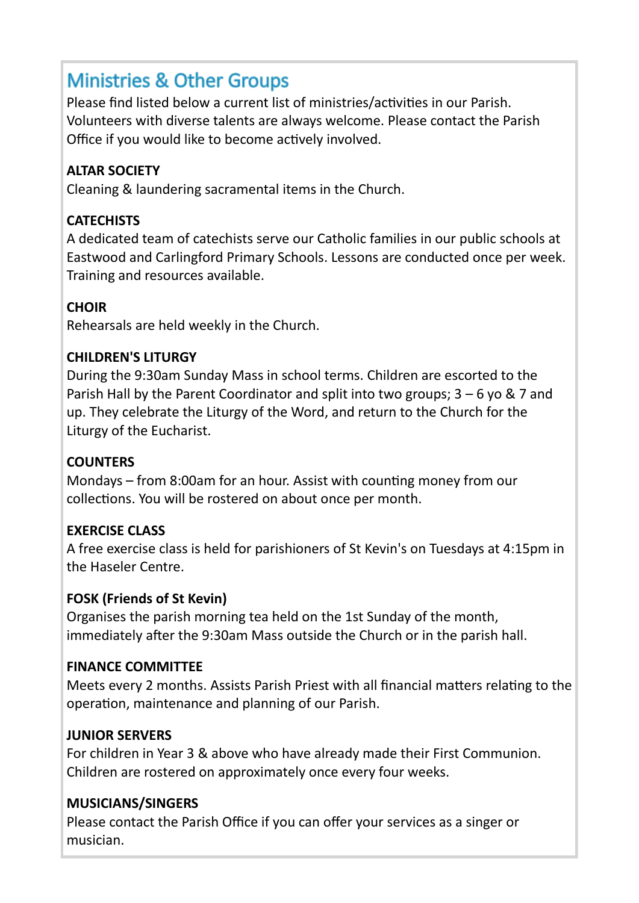## Ministries & Other Groups

Please find listed below a current list of ministries/activities in our Parish. Volunteers with diverse talents are always welcome. Please contact the Parish Office if you would like to become actively involved.

**ALTAR SOCIETY**
Cleaning & laundering sacramental items in the Church.

**CATECHISTS**
A dedicated team of catechists serve our Catholic families in our public schools at Eastwood and Carlingford Primary Schools. Lessons are conducted once per week. Training and resources available.

**CHOIR**
Rehearsals are held weekly in the Church.

**CHILDREN'S LITURGY**
During the 9:30am Sunday Mass in school terms. Children are escorted to the Parish Hall by the Parent Coordinator and split into two groups; 3 – 6 yo & 7 and up. They celebrate the Liturgy of the Word, and return to the Church for the Liturgy of the Eucharist.

**COUNTERS**
Mondays – from 8:00am for an hour. Assist with counting money from our collections. You will be rostered on about once per month.

**EXERCISE CLASS**
A free exercise class is held for parishioners of St Kevin's on Tuesdays at 4:15pm in the Haseler Centre.

**FOSK (Friends of St Kevin)**
Organises the parish morning tea held on the 1st Sunday of the month, immediately after the 9:30am Mass outside the Church or in the parish hall.

**FINANCE COMMITTEE**
Meets every 2 months. Assists Parish Priest with all financial matters relating to the operation, maintenance and planning of our Parish.

**JUNIOR SERVERS**
For children in Year 3 & above who have already made their First Communion. Children are rostered on approximately once every four weeks.

**MUSICIANS/SINGERS**
Please contact the Parish Office if you can offer your services as a singer or musician.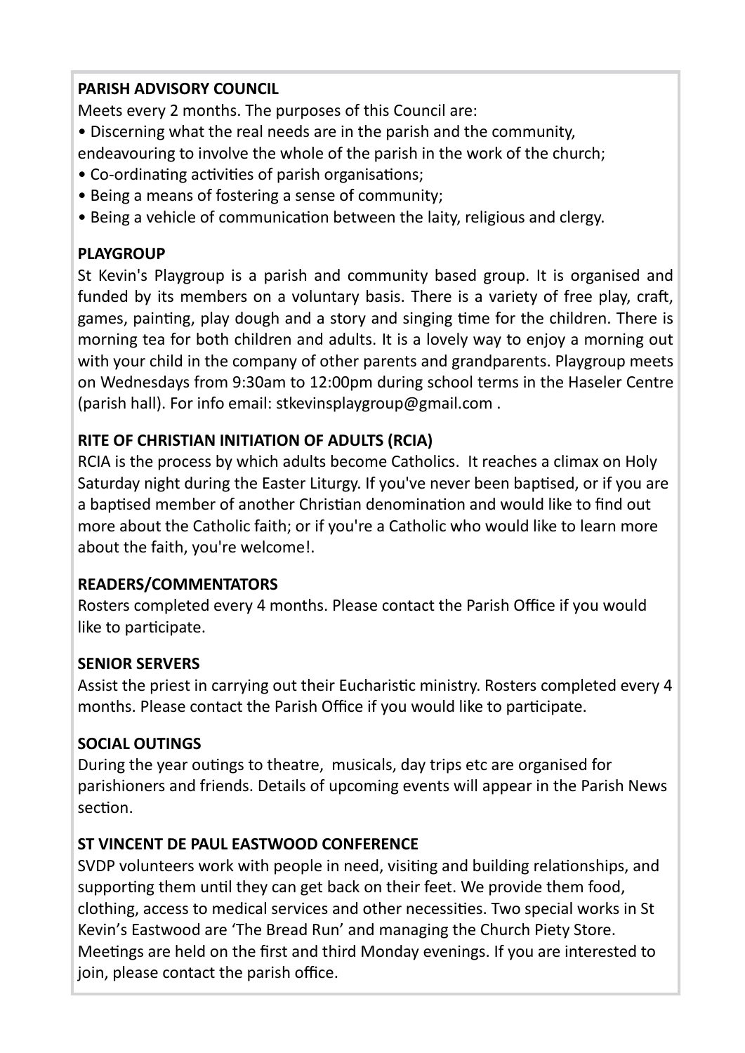**PARISH ADVISORY COUNCIL**

Meets every 2 months. The purposes of this Council are:

- Discerning what the real needs are in the parish and the community, endeavouring to involve the whole of the parish in the work of the church;
- Co-ordinating activities of parish organisations;
- Being a means of fostering a sense of community;
- Being a vehicle of communication between the laity, religious and clergy.

**PLAYGROUP**

St Kevin's Playgroup is a parish and community based group. It is organised and funded by its members on a voluntary basis. There is a variety of free play, craft, games, painting, play dough and a story and singing time for the children. There is morning tea for both children and adults. It is a lovely way to enjoy a morning out with your child in the company of other parents and grandparents. Playgroup meets on Wednesdays from 9:30am to 12:00pm during school terms in the Haseler Centre (parish hall). For info email: stkevinsplaygroup@gmail.com .

**RITE OF CHRISTIAN INITIATION OF ADULTS (RCIA)**

RCIA is the process by which adults become Catholics. It reaches a climax on Holy Saturday night during the Easter Liturgy. If you've never been baptised, or if you are a baptised member of another Christian denomination and would like to find out more about the Catholic faith; or if you're a Catholic who would like to learn more about the faith, you're welcome!.

**READERS/COMMENTATORS**

Rosters completed every 4 months. Please contact the Parish Office if you would like to participate.

**SENIOR SERVERS**

Assist the priest in carrying out their Eucharistic ministry. Rosters completed every 4 months. Please contact the Parish Office if you would like to participate.

**SOCIAL OUTINGS**

During the year outings to theatre, musicals, day trips etc are organised for parishioners and friends. Details of upcoming events will appear in the Parish News section.

**ST VINCENT DE PAUL EASTWOOD CONFERENCE**

SVDP volunteers work with people in need, visiting and building relationships, and supporting them until they can get back on their feet. We provide them food, clothing, access to medical services and other necessities. Two special works in St Kevin's Eastwood are 'The Bread Run' and managing the Church Piety Store. Meetings are held on the first and third Monday evenings. If you are interested to join, please contact the parish office.